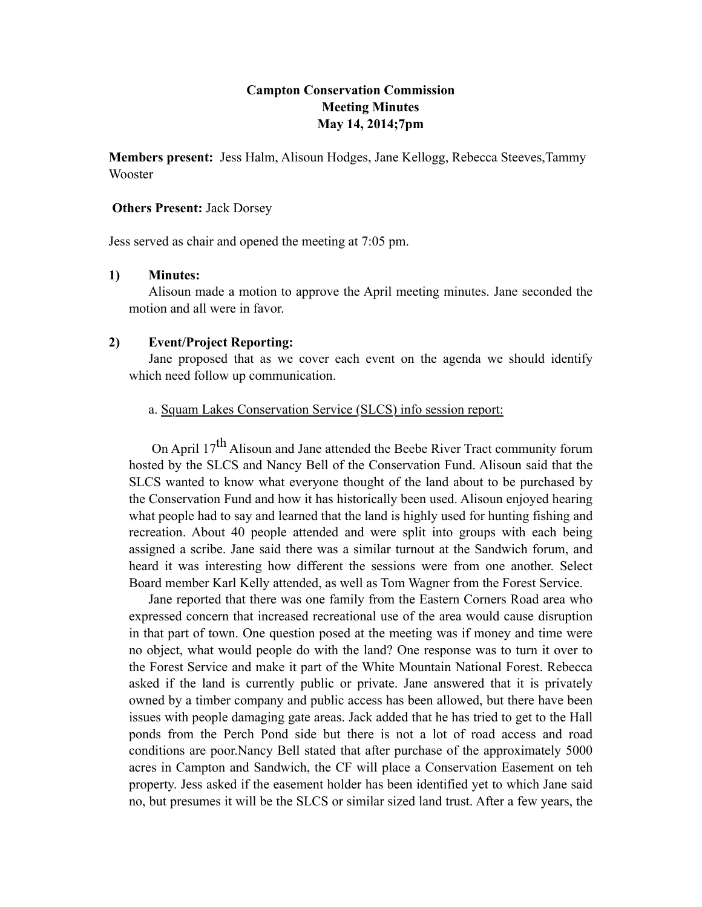**Campton Conservation Commission**
**Meeting Minutes**
**May 14, 2014;7pm**

**Members present:** Jess Halm, Alisoun Hodges, Jane Kellogg, Rebecca Steeves,Tammy Wooster

**Others Present:** Jack Dorsey

Jess served as chair and opened the meeting at 7:05 pm.

**1) Minutes:**

Alisoun made a motion to approve the April meeting minutes. Jane seconded the motion and all were in favor.

**2) Event/Project Reporting:**

Jane proposed that as we cover each event on the agenda we should identify which need follow up communication.

a. <u>Squam Lakes Conservation Service (SLCS) info session report:</u>

On April 17th Alisoun and Jane attended the Beebe River Tract community forum hosted by the SLCS and Nancy Bell of the Conservation Fund. Alisoun said that the SLCS wanted to know what everyone thought of the land about to be purchased by the Conservation Fund and how it has historically been used. Alisoun enjoyed hearing what people had to say and learned that the land is highly used for hunting fishing and recreation. About 40 people attended and were split into groups with each being assigned a scribe. Jane said there was a similar turnout at the Sandwich forum, and heard it was interesting how different the sessions were from one another. Select Board member Karl Kelly attended, as well as Tom Wagner from the Forest Service.

Jane reported that there was one family from the Eastern Corners Road area who expressed concern that increased recreational use of the area would cause disruption in that part of town. One question posed at the meeting was if money and time were no object, what would people do with the land? One response was to turn it over to the Forest Service and make it part of the White Mountain National Forest. Rebecca asked if the land is currently public or private. Jane answered that it is privately owned by a timber company and public access has been allowed, but there have been issues with people damaging gate areas. Jack added that he has tried to get to the Hall ponds from the Perch Pond side but there is not a lot of road access and road conditions are poor.Nancy Bell stated that after purchase of the approximately 5000 acres in Campton and Sandwich, the CF will place a Conservation Easement on teh property. Jess asked if the easement holder has been identified yet to which Jane said no, but presumes it will be the SLCS or similar sized land trust. After a few years, the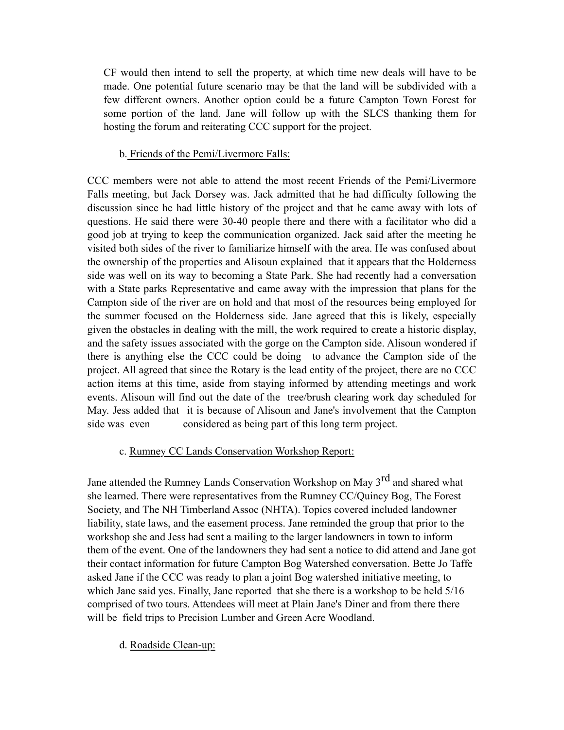CF would then intend to sell the property, at which time new deals will have to be made. One potential future scenario may be that the land will be subdivided with a few different owners. Another option could be a future Campton Town Forest for some portion of the land. Jane will follow up with the SLCS thanking them for hosting the forum and reiterating CCC support for the project.

b. Friends of the Pemi/Livermore Falls:

CCC members were not able to attend the most recent Friends of the Pemi/Livermore Falls meeting, but Jack Dorsey was. Jack admitted that he had difficulty following the discussion since he had little history of the project and that he came away with lots of questions. He said there were 30-40 people there and there with a facilitator who did a good job at trying to keep the communication organized. Jack said after the meeting he visited both sides of the river to familiarize himself with the area. He was confused about the ownership of the properties and Alisoun explained that it appears that the Holderness side was well on its way to becoming a State Park. She had recently had a conversation with a State parks Representative and came away with the impression that plans for the Campton side of the river are on hold and that most of the resources being employed for the summer focused on the Holderness side. Jane agreed that this is likely, especially given the obstacles in dealing with the mill, the work required to create a historic display, and the safety issues associated with the gorge on the Campton side. Alisoun wondered if there is anything else the CCC could be doing to advance the Campton side of the project. All agreed that since the Rotary is the lead entity of the project, there are no CCC action items at this time, aside from staying informed by attending meetings and work events. Alisoun will find out the date of the tree/brush clearing work day scheduled for May. Jess added that it is because of Alisoun and Jane's involvement that the Campton side was even considered as being part of this long term project.

c. Rumney CC Lands Conservation Workshop Report:

Jane attended the Rumney Lands Conservation Workshop on May 3rd and shared what she learned. There were representatives from the Rumney CC/Quincy Bog, The Forest Society, and The NH Timberland Assoc (NHTA). Topics covered included landowner liability, state laws, and the easement process. Jane reminded the group that prior to the workshop she and Jess had sent a mailing to the larger landowners in town to inform them of the event. One of the landowners they had sent a notice to did attend and Jane got their contact information for future Campton Bog Watershed conversation. Bette Jo Taffe asked Jane if the CCC was ready to plan a joint Bog watershed initiative meeting, to which Jane said yes. Finally, Jane reported that she there is a workshop to be held 5/16 comprised of two tours. Attendees will meet at Plain Jane's Diner and from there there will be field trips to Precision Lumber and Green Acre Woodland.

d. Roadside Clean-up: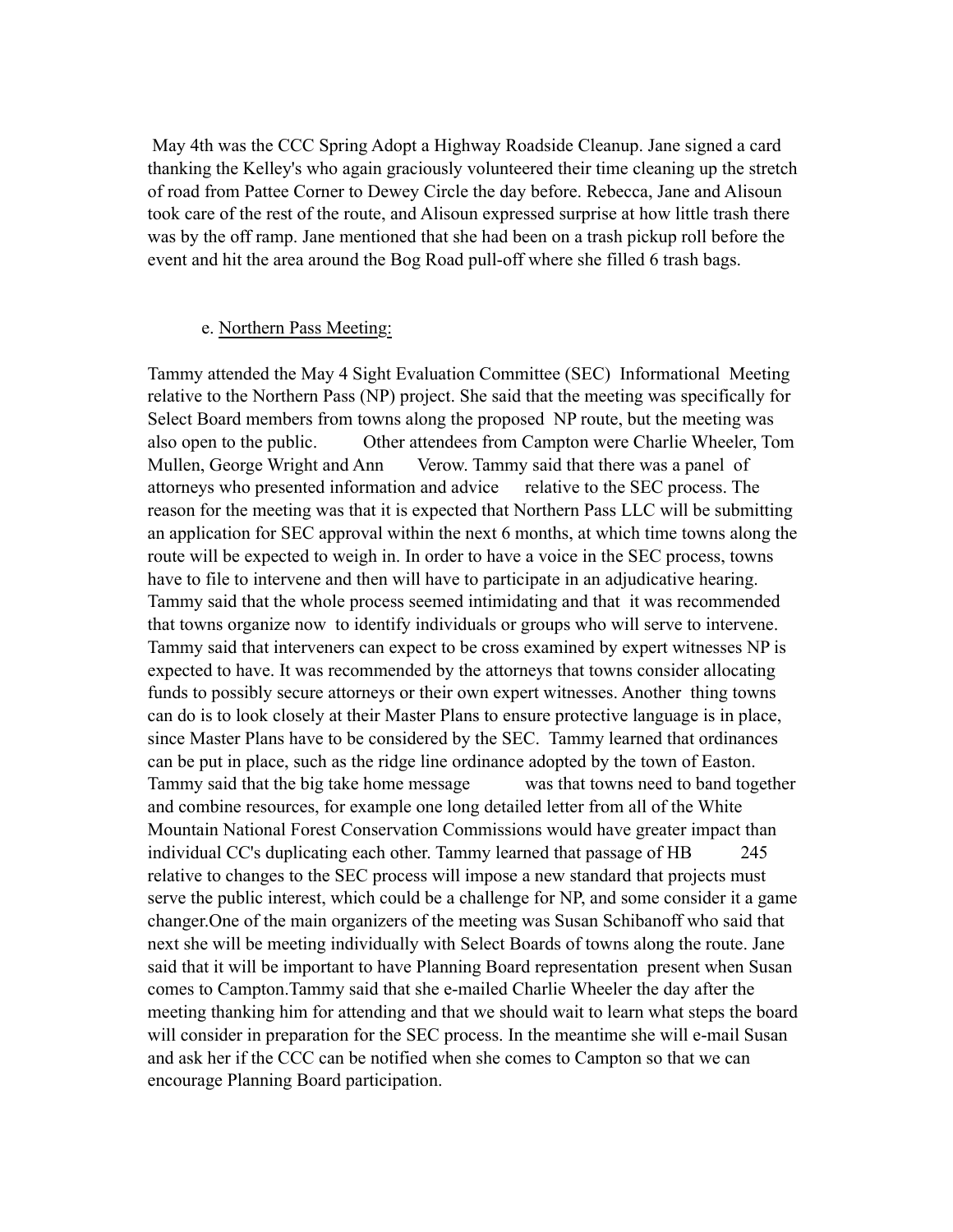May 4th was the CCC Spring Adopt a Highway Roadside Cleanup. Jane signed a card thanking the Kelley's who again graciously volunteered their time cleaning up the stretch of road from Pattee Corner to Dewey Circle the day before. Rebecca, Jane and Alisoun took care of the rest of the route, and Alisoun expressed surprise at how little trash there was by the off ramp. Jane mentioned that she had been on a trash pickup roll before the event and hit the area around the Bog Road pull-off where she filled 6 trash bags.

e. Northern Pass Meeting:

Tammy attended the May 4 Sight Evaluation Committee (SEC) Informational Meeting relative to the Northern Pass (NP) project. She said that the meeting was specifically for Select Board members from towns along the proposed NP route, but the meeting was also open to the public. Other attendees from Campton were Charlie Wheeler, Tom Mullen, George Wright and Ann Verow. Tammy said that there was a panel of attorneys who presented information and advice relative to the SEC process. The reason for the meeting was that it is expected that Northern Pass LLC will be submitting an application for SEC approval within the next 6 months, at which time towns along the route will be expected to weigh in. In order to have a voice in the SEC process, towns have to file to intervene and then will have to participate in an adjudicative hearing. Tammy said that the whole process seemed intimidating and that it was recommended that towns organize now to identify individuals or groups who will serve to intervene. Tammy said that interveners can expect to be cross examined by expert witnesses NP is expected to have. It was recommended by the attorneys that towns consider allocating funds to possibly secure attorneys or their own expert witnesses. Another thing towns can do is to look closely at their Master Plans to ensure protective language is in place, since Master Plans have to be considered by the SEC. Tammy learned that ordinances can be put in place, such as the ridge line ordinance adopted by the town of Easton. Tammy said that the big take home message was that towns need to band together and combine resources, for example one long detailed letter from all of the White Mountain National Forest Conservation Commissions would have greater impact than individual CC's duplicating each other. Tammy learned that passage of HB 245 relative to changes to the SEC process will impose a new standard that projects must serve the public interest, which could be a challenge for NP, and some consider it a game changer.One of the main organizers of the meeting was Susan Schibanoff who said that next she will be meeting individually with Select Boards of towns along the route. Jane said that it will be important to have Planning Board representation present when Susan comes to Campton.Tammy said that she e-mailed Charlie Wheeler the day after the meeting thanking him for attending and that we should wait to learn what steps the board will consider in preparation for the SEC process. In the meantime she will e-mail Susan and ask her if the CCC can be notified when she comes to Campton so that we can encourage Planning Board participation.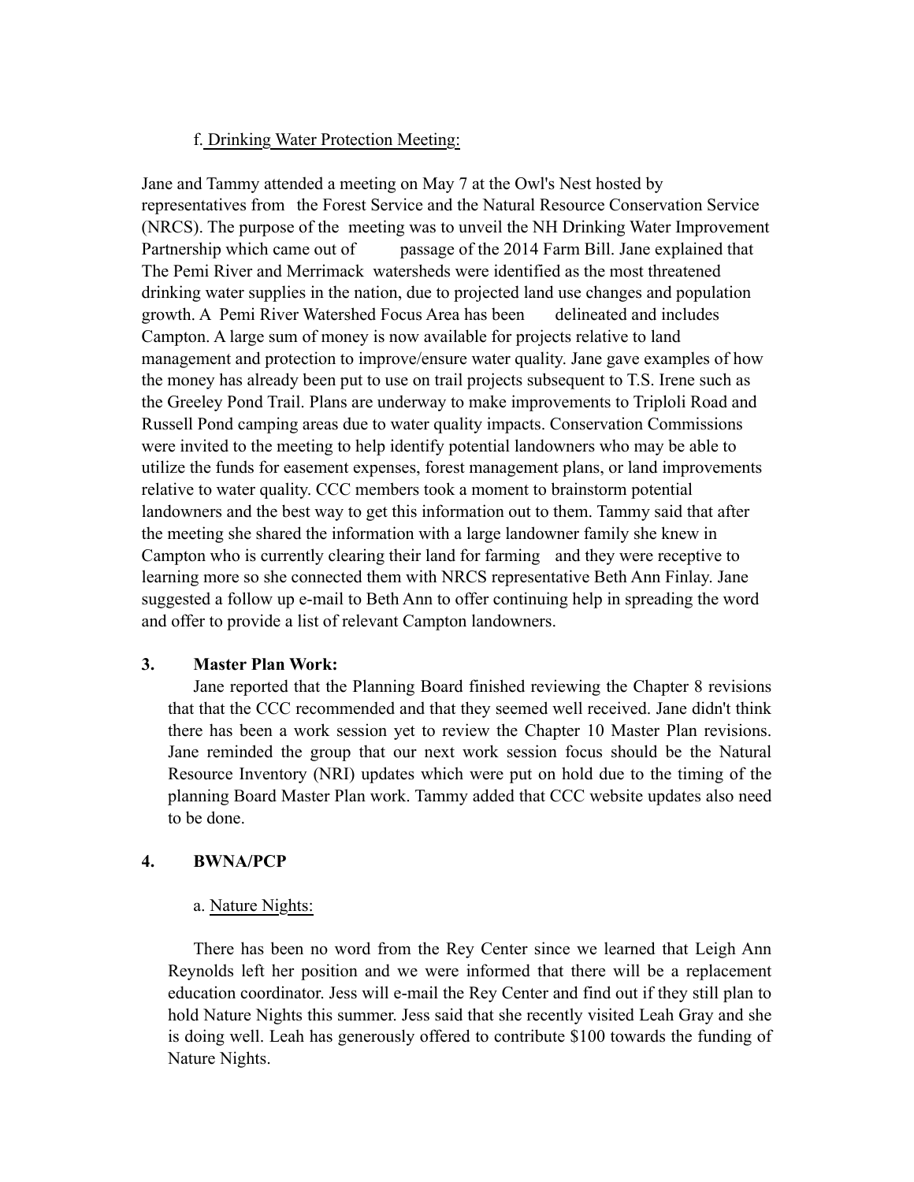f. <u>Drinking Water Protection Meeting:</u>

Jane and Tammy attended a meeting on May 7 at the Owl's Nest hosted by representatives from the Forest Service and the Natural Resource Conservation Service (NRCS). The purpose of the meeting was to unveil the NH Drinking Water Improvement Partnership which came out of passage of the 2014 Farm Bill. Jane explained that The Pemi River and Merrimack watersheds were identified as the most threatened drinking water supplies in the nation, due to projected land use changes and population growth. A Pemi River Watershed Focus Area has been delineated and includes Campton. A large sum of money is now available for projects relative to land management and protection to improve/ensure water quality. Jane gave examples of how the money has already been put to use on trail projects subsequent to T.S. Irene such as the Greeley Pond Trail. Plans are underway to make improvements to Triploli Road and Russell Pond camping areas due to water quality impacts. Conservation Commissions were invited to the meeting to help identify potential landowners who may be able to utilize the funds for easement expenses, forest management plans, or land improvements relative to water quality. CCC members took a moment to brainstorm potential landowners and the best way to get this information out to them. Tammy said that after the meeting she shared the information with a large landowner family she knew in Campton who is currently clearing their land for farming and they were receptive to learning more so she connected them with NRCS representative Beth Ann Finlay. Jane suggested a follow up e-mail to Beth Ann to offer continuing help in spreading the word and offer to provide a list of relevant Campton landowners.

**3. Master Plan Work:**

Jane reported that the Planning Board finished reviewing the Chapter 8 revisions that that the CCC recommended and that they seemed well received. Jane didn't think there has been a work session yet to review the Chapter 10 Master Plan revisions. Jane reminded the group that our next work session focus should be the Natural Resource Inventory (NRI) updates which were put on hold due to the timing of the planning Board Master Plan work. Tammy added that CCC website updates also need to be done.

**4. BWNA/PCP**

a. <u>Nature Nights:</u>

There has been no word from the Rey Center since we learned that Leigh Ann Reynolds left her position and we were informed that there will be a replacement education coordinator. Jess will e-mail the Rey Center and find out if they still plan to hold Nature Nights this summer. Jess said that she recently visited Leah Gray and she is doing well. Leah has generously offered to contribute $100 towards the funding of Nature Nights.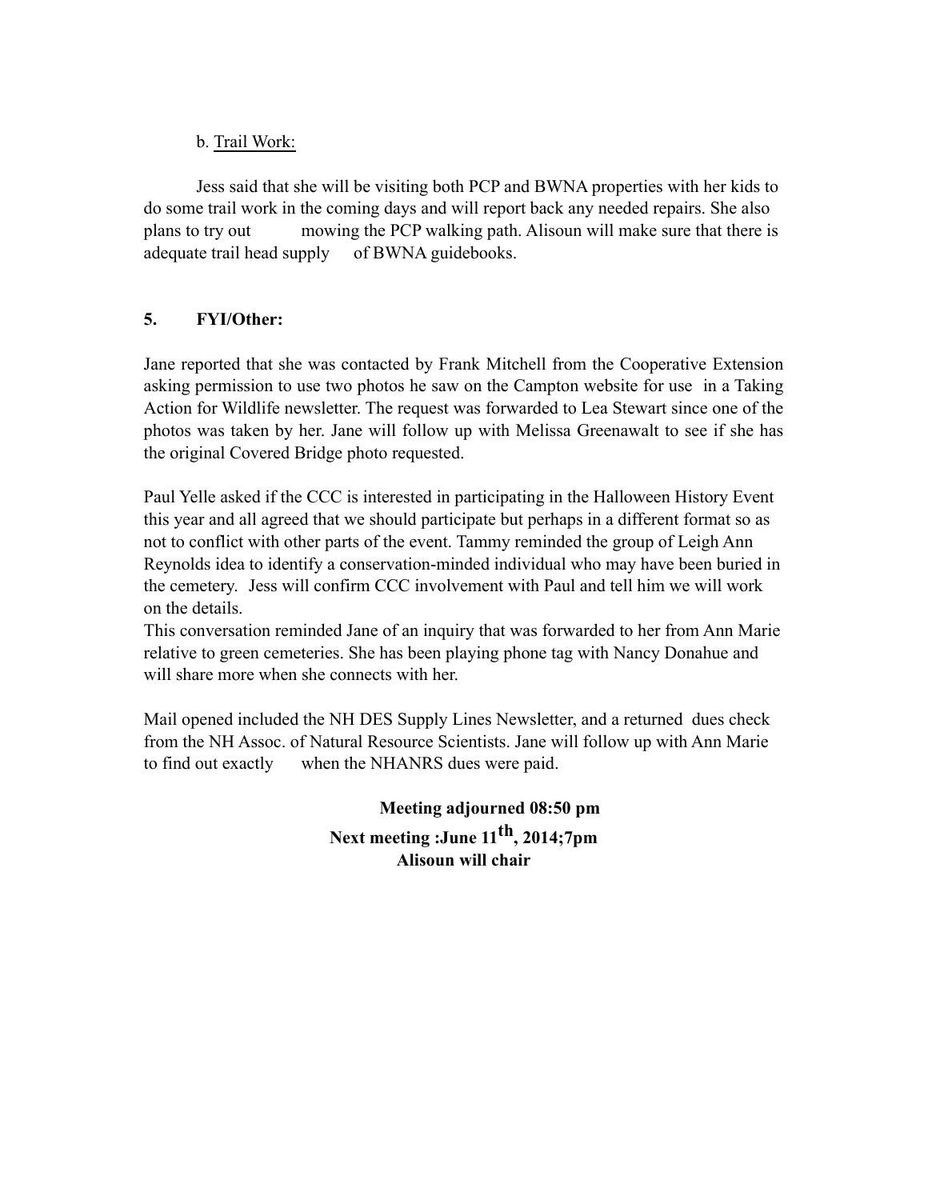b. Trail Work:

Jess said that she will be visiting both PCP and BWNA properties with her kids to do some trail work in the coming days and will report back any needed repairs. She also plans to try out mowing the PCP walking path. Alisoun will make sure that there is adequate trail head supply of BWNA guidebooks.

**5. FYI/Other:**

Jane reported that she was contacted by Frank Mitchell from the Cooperative Extension asking permission to use two photos he saw on the Campton website for use in a Taking Action for Wildlife newsletter. The request was forwarded to Lea Stewart since one of the photos was taken by her. Jane will follow up with Melissa Greenawalt to see if she has the original Covered Bridge photo requested.

Paul Yelle asked if the CCC is interested in participating in the Halloween History Event this year and all agreed that we should participate but perhaps in a different format so as not to conflict with other parts of the event. Tammy reminded the group of Leigh Ann Reynolds idea to identify a conservation-minded individual who may have been buried in the cemetery. Jess will confirm CCC involvement with Paul and tell him we will work on the details.
This conversation reminded Jane of an inquiry that was forwarded to her from Ann Marie relative to green cemeteries. She has been playing phone tag with Nancy Donahue and will share more when she connects with her.

Mail opened included the NH DES Supply Lines Newsletter, and a returned dues check from the NH Assoc. of Natural Resource Scientists. Jane will follow up with Ann Marie to find out exactly when the NHANRS dues were paid.

**Meeting adjourned 08:50 pm**
**Next meeting :June 11th, 2014;7pm**
**Alisoun will chair**